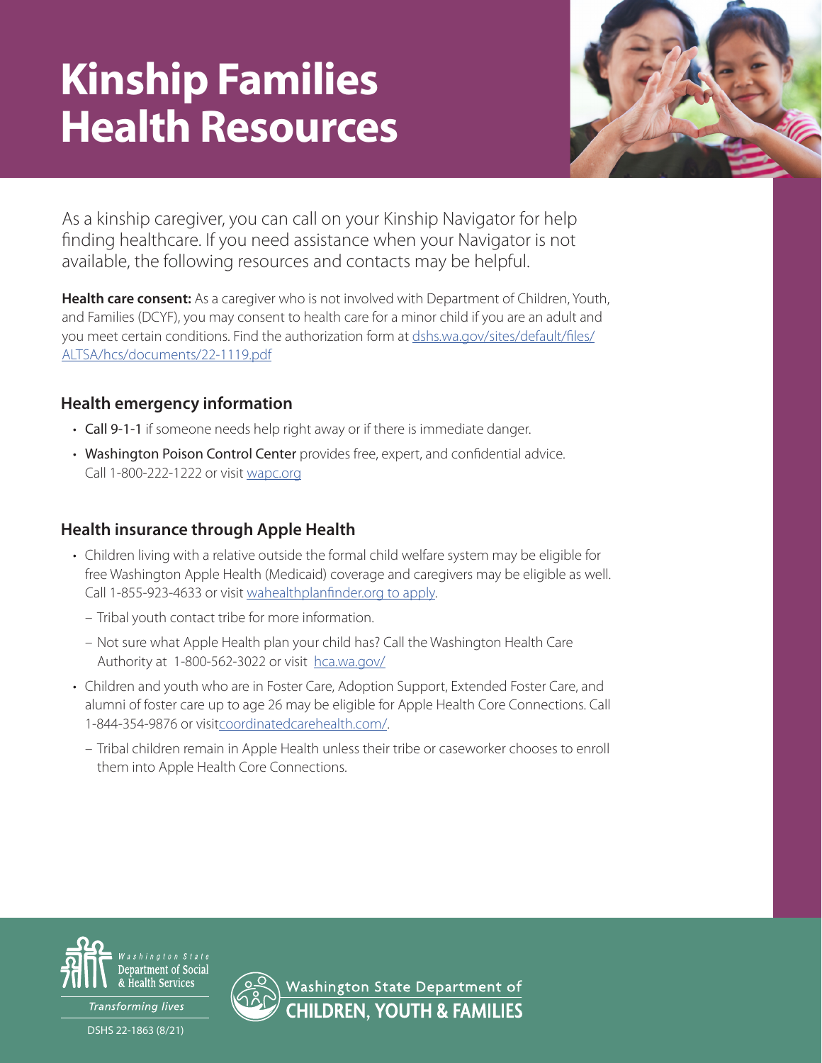# Kinship Families Health Resources

As a kinship caregiver, you can call on your Kinship Navigator for help finding healthcare. If you need assistance when your Navigator is not available, the following resources and contacts may be helpful.

**Health care consent:** As a caregiver who is not involved with Department of Children, Youth, and Families (DCYF), you may consent to health care for a minor child if you are an adult and you meet certain conditions. Find the authorization form at dshs.wa.gov/sites/default/files/ALTSA/hcs/documents/22-1119.pdf

## Health emergency information

- Call 9-1-1 if someone needs help right away or if there is immediate danger.
- Washington Poison Control Center provides free, expert, and confidential advice. Call 1-800-222-1222 or visit wapc.org

## Health insurance through Apple Health

- Children living with a relative outside the formal child welfare system may be eligible for free Washington Apple Health (Medicaid) coverage and caregivers may be eligible as well. Call 1-855-923-4633 or visit wahealthplanfinder.org to apply.
  - Tribal youth contact tribe for more information.
  - Not sure what Apple Health plan your child has? Call the Washington Health Care Authority at 1-800-562-3022 or visit hca.wa.gov/
- Children and youth who are in Foster Care, Adoption Support, Extended Foster Care, and alumni of foster care up to age 26 may be eligible for Apple Health Core Connections. Call 1-844-354-9876 or visitcoordinatedcarehealth.com/.
  - Tribal children remain in Apple Health unless their tribe or caseworker chooses to enroll them into Apple Health Core Connections.

Washington State Department of Social & Health Services
*Transforming lives*

DSHS 22-1863 (8/21)

Washington State Department of CHILDREN, YOUTH & FAMILIES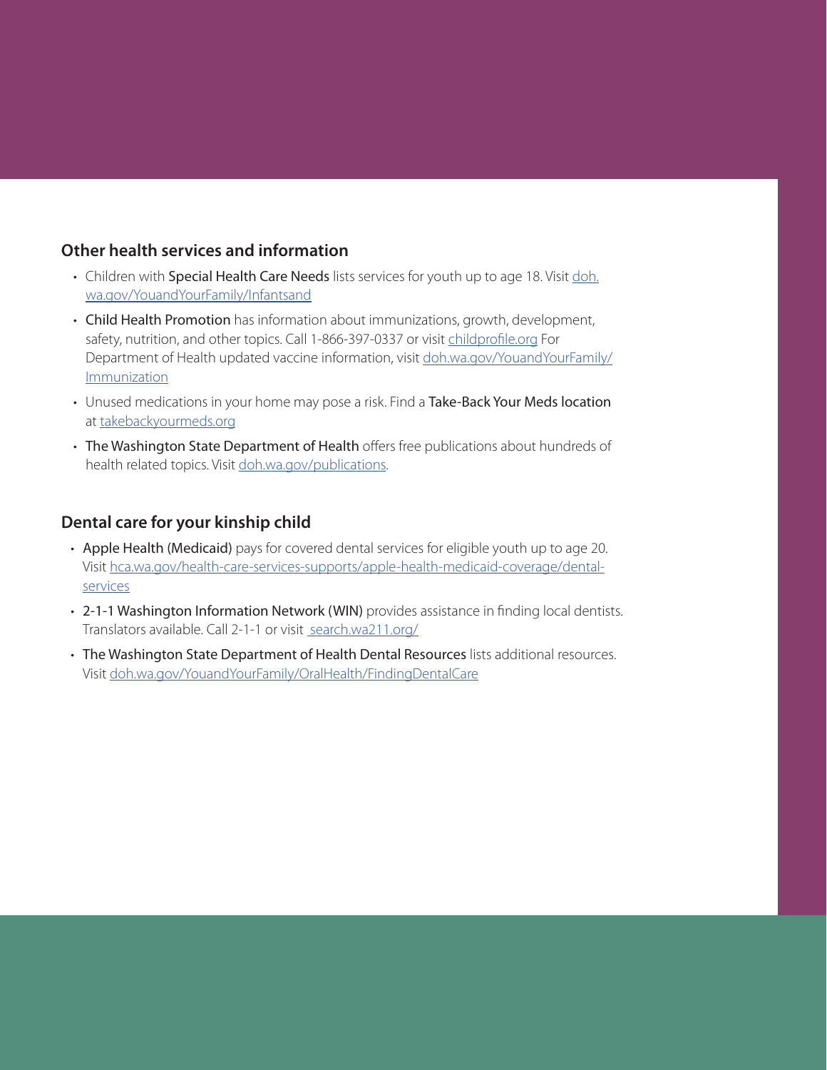## Other health services and information

- Children with **Special Health Care Needs** lists services for youth up to age 18. Visit doh.wa.gov/YouandYourFamily/Infantsand
- **Child Health Promotion** has information about immunizations, growth, development, safety, nutrition, and other topics. Call 1-866-397-0337 or visit childprofile.org For Department of Health updated vaccine information, visit doh.wa.gov/YouandYourFamily/Immunization
- Unused medications in your home may pose a risk. Find a **Take-Back Your Meds location** at takebackyourmeds.org
- **The Washington State Department of Health** offers free publications about hundreds of health related topics. Visit doh.wa.gov/publications.

## Dental care for your kinship child

- **Apple Health (Medicaid)** pays for covered dental services for eligible youth up to age 20. Visit hca.wa.gov/health-care-services-supports/apple-health-medicaid-coverage/dental-services
- **2-1-1 Washington Information Network (WIN)** provides assistance in finding local dentists. Translators available. Call 2-1-1 or visit search.wa211.org/
- **The Washington State Department of Health Dental Resources** lists additional resources. Visit doh.wa.gov/YouandYourFamily/OralHealth/FindingDentalCare